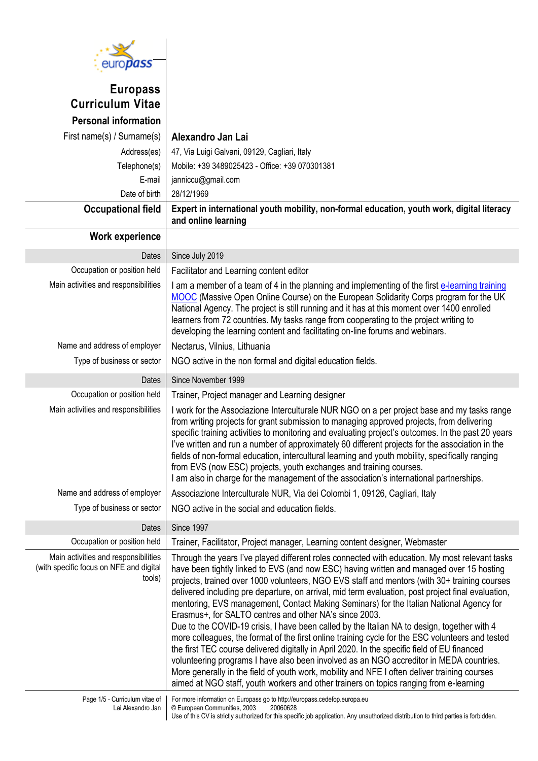# Europass Curriculum Vitae

## Personal information

| | |
|---|---|
| First name(s) / Surname(s) | **Alexandro Jan Lai** |
| Address(es) | 47, Via Luigi Galvani, 09129, Cagliari, Italy |
| Telephone(s) | Mobile: +39 3489025423 - Office: +39 070301381 |
| E-mail | janniccu@gmail.com |
| Date of birth | 28/12/1969 |

## Occupational field

**Expert in international youth mobility, non-formal education, youth work, digital literacy and online learning**

## Work experience

| | |
|---|---|
| Dates | Since July 2019 |
| Occupation or position held | Facilitator and Learning content editor |
| Main activities and responsibilities | I am a member of a team of 4 in the planning and implementing of the first e-learning training MOOC (Massive Open Online Course) on the European Solidarity Corps program for the UK National Agency. The project is still running and it has at this moment over 1400 enrolled learners from 72 countries. My tasks range from cooperating to the project writing to developing the learning content and facilitating on-line forums and webinars. |
| Name and address of employer | Nectarus, Vilnius, Lithuania |
| Type of business or sector | NGO active in the non formal and digital education fields. |

| | |
|---|---|
| Dates | Since November 1999 |
| Occupation or position held | Trainer, Project manager and Learning designer |
| Main activities and responsibilities | I work for the Associazione Interculturale NUR NGO on a per project base and my tasks range from writing projects for grant submission to managing approved projects, from delivering specific training activities to monitoring and evaluating project's outcomes. In the past 20 years I've written and run a number of approximately 60 different projects for the association in the fields of non-formal education, intercultural learning and youth mobility, specifically ranging from EVS (now ESC) projects, youth exchanges and training courses.<br>I am also in charge for the management of the association's international partnerships. |
| Name and address of employer | Associazione Interculturale NUR, Via dei Colombi 1, 09126, Cagliari, Italy |
| Type of business or sector | NGO active in the social and education fields. |

| | |
|---|---|
| Dates | Since 1997 |
| Occupation or position held | Trainer, Facilitator, Project manager, Learning content designer, Webmaster |
| Main activities and responsibilities (with specific focus on NFE and digital tools) | Through the years I've played different roles connected with education. My most relevant tasks have been tightly linked to EVS (and now ESC) having written and managed over 15 hosting projects, trained over 1000 volunteers, NGO EVS staff and mentors (with 30+ training courses delivered including pre departure, on arrival, mid term evaluation, post project final evaluation, mentoring, EVS management, Contact Making Seminars) for the Italian National Agency for Erasmus+, for SALTO centres and other NA's since 2003.<br>Due to the COVID-19 crisis, I have been called by the Italian NA to design, together with 4 more colleagues, the format of the first online training cycle for the ESC volunteers and tested the first TEC course delivered digitally in April 2020. In the specific field of EU financed volunteering programs I have also been involved as an NGO accreditor in MEDA countries.<br>More generally in the field of youth work, mobility and NFE I often deliver training courses aimed at NGO staff, youth workers and other trainers on topics ranging from e-learning |

For more information on Europass go to http://europass.cedefop.europa.eu
© European Communities, 2003 20060628
Use of this CV is strictly authorized for this specific job application. Any unauthorized distribution to third parties is forbidden.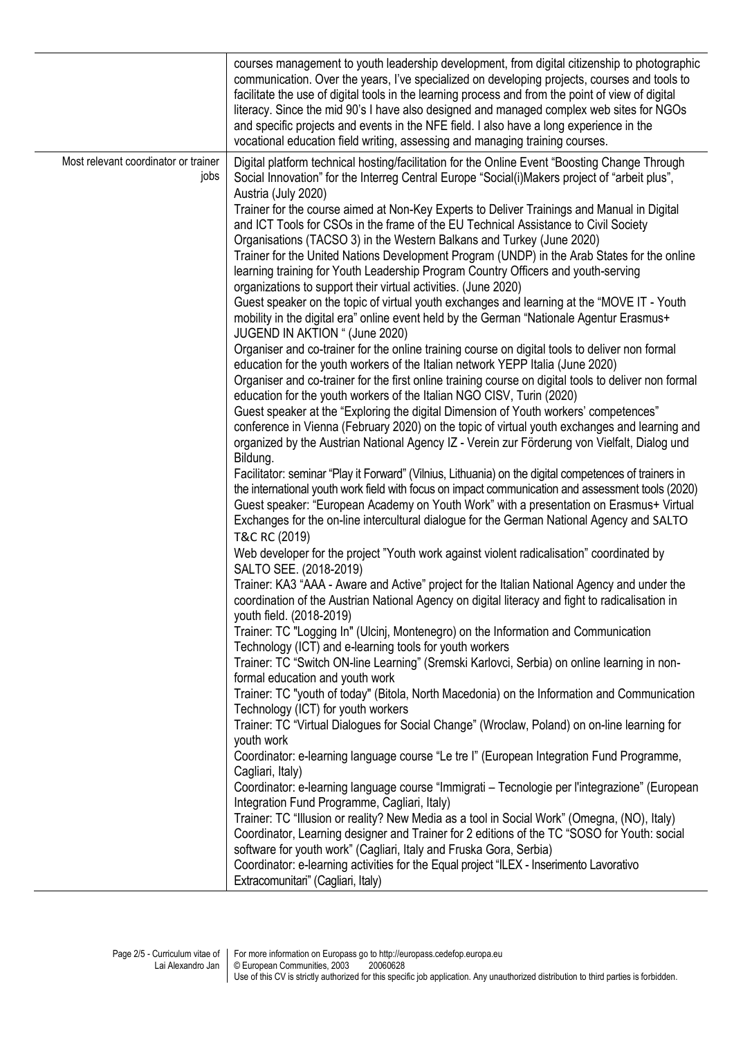| | |
|---|---|
| | courses management to youth leadership development, from digital citizenship to photographic communication. Over the years, I've specialized on developing projects, courses and tools to facilitate the use of digital tools in the learning process and from the point of view of digital literacy. Since the mid 90's I have also designed and managed complex web sites for NGOs and specific projects and events in the NFE field. I also have a long experience in the vocational education field writing, assessing and managing training courses. |
| Most relevant coordinator or trainer jobs | Digital platform technical hosting/facilitation for the Online Event "Boosting Change Through Social Innovation" for the Interreg Central Europe "Social(i)Makers project of "arbeit plus", Austria (July 2020)<br>Trainer for the course aimed at Non-Key Experts to Deliver Trainings and Manual in Digital and ICT Tools for CSOs in the frame of the EU Technical Assistance to Civil Society Organisations (TACSO 3) in the Western Balkans and Turkey (June 2020)<br>Trainer for the United Nations Development Program (UNDP) in the Arab States for the online learning training for Youth Leadership Program Country Officers and youth-serving organizations to support their virtual activities. (June 2020)<br>Guest speaker on the topic of virtual youth exchanges and learning at the "MOVE IT - Youth mobility in the digital era" online event held by the German "Nationale Agentur Erasmus+ JUGEND IN AKTION " (June 2020)<br>Organiser and co-trainer for the online training course on digital tools to deliver non formal education for the youth workers of the Italian network YEPP Italia (June 2020)<br>Organiser and co-trainer for the first online training course on digital tools to deliver non formal education for the youth workers of the Italian NGO CISV, Turin (2020)<br>Guest speaker at the "Exploring the digital Dimension of Youth workers' competences" conference in Vienna (February 2020) on the topic of virtual youth exchanges and learning and organized by the Austrian National Agency IZ - Verein zur Förderung von Vielfalt, Dialog und Bildung.<br>Facilitator: seminar "Play it Forward" (Vilnius, Lithuania) on the digital competences of trainers in the international youth work field with focus on impact communication and assessment tools (2020)<br>Guest speaker: "European Academy on Youth Work" with a presentation on Erasmus+ Virtual Exchanges for the on-line intercultural dialogue for the German National Agency and SALTO T&C RC (2019)<br>Web developer for the project "Youth work against violent radicalisation" coordinated by SALTO SEE. (2018-2019)<br>Trainer: KA3 "AAA - Aware and Active" project for the Italian National Agency and under the coordination of the Austrian National Agency on digital literacy and fight to radicalisation in youth field. (2018-2019)<br>Trainer: TC "Logging In" (Ulcinj, Montenegro) on the Information and Communication Technology (ICT) and e-learning tools for youth workers<br>Trainer: TC "Switch ON-line Learning" (Sremski Karlovci, Serbia) on online learning in non-formal education and youth work<br>Trainer: TC "youth of today" (Bitola, North Macedonia) on the Information and Communication Technology (ICT) for youth workers<br>Trainer: TC "Virtual Dialogues for Social Change" (Wroclaw, Poland) on on-line learning for youth work<br>Coordinator: e-learning language course "Le tre I" (European Integration Fund Programme, Cagliari, Italy)<br>Coordinator: e-learning language course "Immigrati – Tecnologie per l'integrazione" (European Integration Fund Programme, Cagliari, Italy)<br>Trainer: TC "Illusion or reality? New Media as a tool in Social Work" (Omegna, (NO), Italy)<br>Coordinator, Learning designer and Trainer for 2 editions of the TC "SOSO for Youth: social software for youth work" (Cagliari, Italy and Fruska Gora, Serbia)<br>Coordinator: e-learning activities for the Equal project "ILEX - Inserimento Lavorativo Extracomunitari" (Cagliari, Italy) |

For more information on Europass go to http://europass.cedefop.europa.eu
© European Communities, 2003 20060628
Use of this CV is strictly authorized for this specific job application. Any unauthorized distribution to third parties is forbidden.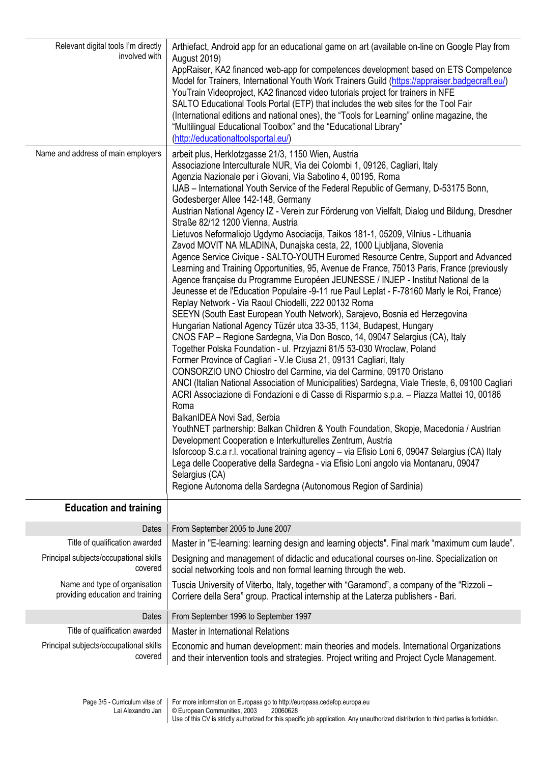| | |
|---|---|
| Relevant digital tools I'm directly involved with | Arthiefact, Android app for an educational game on art (available on-line on Google Play from August 2019)<br>AppRaiser, KA2 financed web-app for competences development based on ETS Competence Model for Trainers, International Youth Work Trainers Guild (https://appraiser.badgecraft.eu/)<br>YouTrain Videoproject, KA2 financed video tutorials project for trainers in NFE<br>SALTO Educational Tools Portal (ETP) that includes the web sites for the Tool Fair (International editions and national ones), the "Tools for Learning" online magazine, the "Multilingual Educational Toolbox" and the "Educational Library" (http://educationaltoolsportal.eu/) |
| Name and address of main employers | arbeit plus, Herklotzgasse 21/3, 1150 Wien, Austria<br>Associazione Interculturale NUR, Via dei Colombi 1, 09126, Cagliari, Italy<br>Agenzia Nazionale per i Giovani, Via Sabotino 4, 00195, Roma<br>IJAB – International Youth Service of the Federal Republic of Germany, D-53175 Bonn, Godesberger Allee 142-148, Germany<br>Austrian National Agency IZ - Verein zur Förderung von Vielfalt, Dialog und Bildung, Dresdner Straße 82/12 1200 Vienna, Austria<br>Lietuvos Neformaliojo Ugdymo Asociacija, Taikos 181-1, 05209, Vilnius - Lithuania<br>Zavod MOVIT NA MLADINA, Dunajska cesta, 22, 1000 Ljubljana, Slovenia<br>Agence Service Civique - SALTO-YOUTH Euromed Resource Centre, Support and Advanced Learning and Training Opportunities, 95, Avenue de France, 75013 Paris, France (previously Agence française du Programme Européen JEUNESSE / INJEP - Institut National de la Jeunesse et de l'Education Populaire -9-11 rue Paul Leplat - F-78160 Marly le Roi, France)<br>Replay Network - Via Raoul Chiodelli, 222 00132 Roma<br>SEEYN (South East European Youth Network), Sarajevo, Bosnia ed Herzegovina<br>Hungarian National Agency Tüzér utca 33-35, 1134, Budapest, Hungary<br>CNOS FAP – Regione Sardegna, Via Don Bosco, 14, 09047 Selargius (CA), Italy<br>Together Polska Foundation - ul. Przyjazni 81/5 53-030 Wroclaw, Poland<br>Former Province of Cagliari - V.le Ciusa 21, 09131 Cagliari, Italy<br>CONSORZIO UNO Chiostro del Carmine, via del Carmine, 09170 Oristano<br>ANCI (Italian National Association of Municipalities) Sardegna, Viale Trieste, 6, 09100 Cagliari<br>ACRI Associazione di Fondazioni e di Casse di Risparmio s.p.a. – Piazza Mattei 10, 00186 Roma<br>BalkanIDEA Novi Sad, Serbia<br>YouthNET partnership: Balkan Children & Youth Foundation, Skopje, Macedonia / Austrian Development Cooperation e Interkulturelles Zentrum, Austria<br>Isforcoop S.c.a r.l. vocational training agency – via Efisio Loni 6, 09047 Selargius (CA) Italy<br>Lega delle Cooperative della Sardegna - via Efisio Loni angolo via Montanaru, 09047 Selargius (CA)<br>Regione Autonoma della Sardegna (Autonomous Region of Sardinia) |

## Education and training

| | |
|---|---|
| Dates | From September 2005 to June 2007 |
| Title of qualification awarded | Master in "E-learning: learning design and learning objects". Final mark "maximum cum laude". |
| Principal subjects/occupational skills covered | Designing and management of didactic and educational courses on-line. Specialization on social networking tools and non formal learning through the web. |
| Name and type of organisation providing education and training | Tuscia University of Viterbo, Italy, together with "Garamond", a company of the "Rizzoli – Corriere della Sera" group. Practical internship at the Laterza publishers - Bari. |
| Dates | From September 1996 to September 1997 |
| Title of qualification awarded | Master in International Relations |
| Principal subjects/occupational skills covered | Economic and human development: main theories and models. International Organizations and their intervention tools and strategies. Project writing and Project Cycle Management. |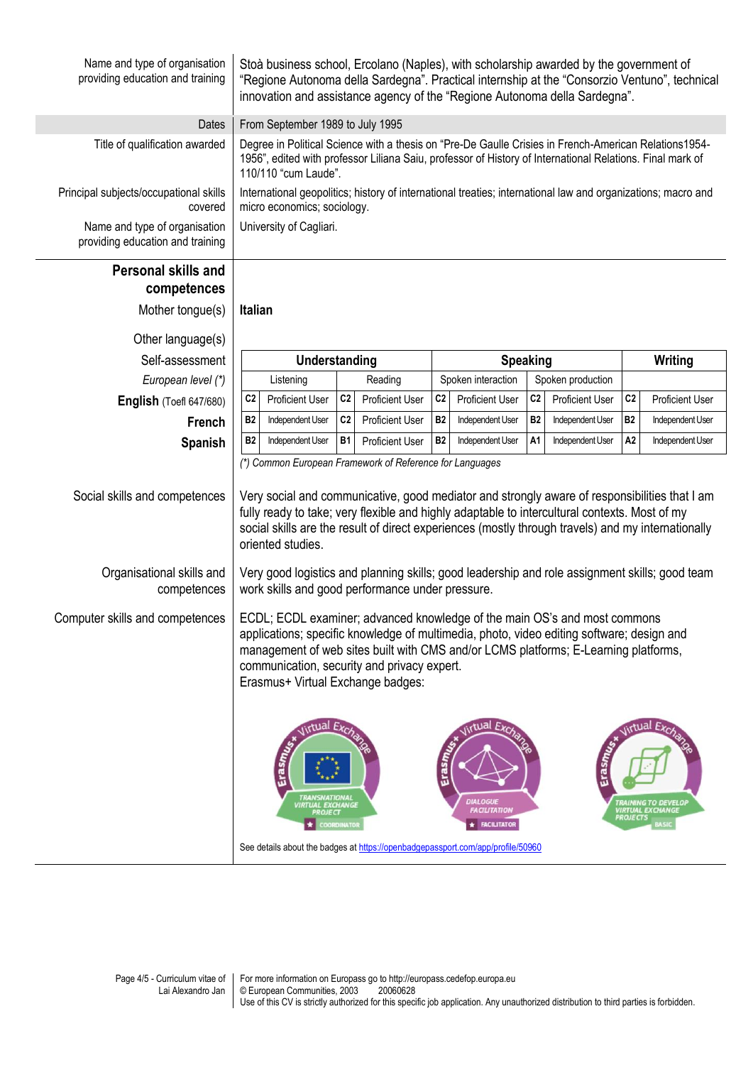| | |
|---|---|
| Name and type of organisation providing education and training | Stoà business school, Ercolano (Naples), with scholarship awarded by the government of "Regione Autonoma della Sardegna". Practical internship at the "Consorzio Ventuno", technical innovation and assistance agency of the "Regione Autonoma della Sardegna". |
| Dates | From September 1989 to July 1995 |
| Title of qualification awarded | Degree in Political Science with a thesis on "Pre-De Gaulle Crisies in French-American Relations1954-1956", edited with professor Liliana Saiu, professor of History of International Relations. Final mark of 110/110 "cum Laude". |
| Principal subjects/occupational skills covered | International geopolitics; history of international treaties; international law and organizations; macro and micro economics; sociology. |
| Name and type of organisation providing education and training | University of Cagliari. |

## Personal skills and competences

**Mother tongue(s)**: **Italian**

**Other language(s)**

| Self-assessment | Understanding | | | | Speaking | | | | Writing | |
|---|---|---|---|---|---|---|---|---|---|---|
| *European level (\*)* | Listening | | Reading | | Spoken interaction | | Spoken production | | | |
| **English** (Toefl 647/680) | C2 | Proficient User | C2 | Proficient User | C2 | Proficient User | C2 | Proficient User | C2 | Proficient User |
| **French** | B2 | Independent User | C2 | Proficient User | B2 | Independent User | B2 | Independent User | B2 | Independent User |
| **Spanish** | B2 | Independent User | B1 | Proficient User | B2 | Independent User | A1 | Independent User | A2 | Independent User |

*(\*) Common European Framework of Reference for Languages*

| | |
|---|---|
| Social skills and competences | Very social and communicative, good mediator and strongly aware of responsibilities that I am fully ready to take; very flexible and highly adaptable to intercultural contexts. Most of my social skills are the result of direct experiences (mostly through travels) and my internationally oriented studies. |
| Organisational skills and competences | Very good logistics and planning skills; good leadership and role assignment skills; good team work skills and good performance under pressure. |
| Computer skills and competences | ECDL; ECDL examiner; advanced knowledge of the main OS's and most commons applications; specific knowledge of multimedia, photo, video editing software; design and management of web sites built with CMS and/or LCMS platforms; E-Learning platforms, communication, security and privacy expert. Erasmus+ Virtual Exchange badges: |

Erasmus+ Virtual Exchange — Transnational Virtual Exchange Project — Coordinator

Erasmus+ Virtual Exchange — Dialogue Facilitation — Facilitator

Erasmus+ Virtual Exchange — Training to Develop Virtual Exchange Projects — Basic

See details about the badges at https://openbadgepassport.com/app/profile/50960

For more information on Europass go to http://europass.cedefop.europa.eu
© European Communities, 2003 20060628
Use of this CV is strictly authorized for this specific job application. Any unauthorized distribution to third parties is forbidden.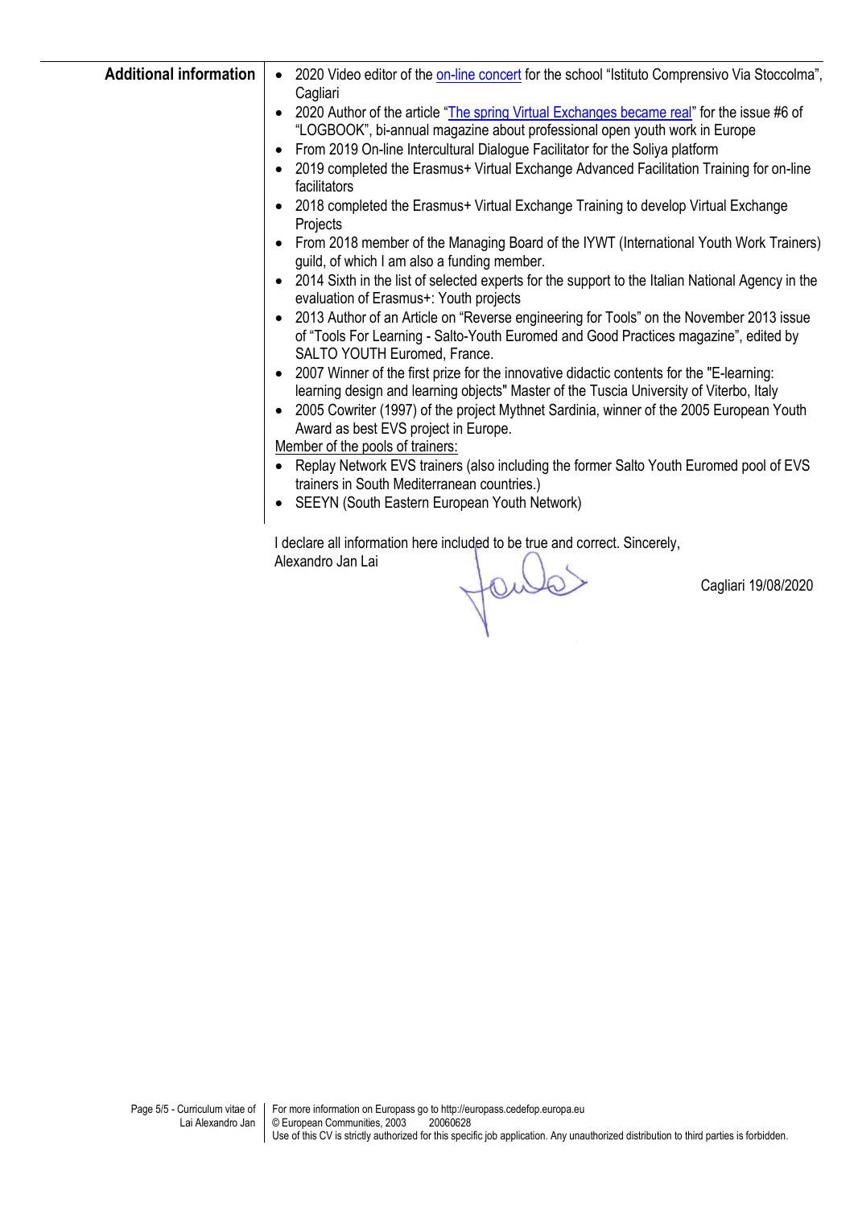## Additional information

- 2020 Video editor of the on-line concert for the school "Istituto Comprensivo Via Stoccolma", Cagliari
- 2020 Author of the article "The spring Virtual Exchanges became real" for the issue #6 of "LOGBOOK", bi-annual magazine about professional open youth work in Europe
- From 2019 On-line Intercultural Dialogue Facilitator for the Soliya platform
- 2019 completed the Erasmus+ Virtual Exchange Advanced Facilitation Training for on-line facilitators
- 2018 completed the Erasmus+ Virtual Exchange Training to develop Virtual Exchange Projects
- From 2018 member of the Managing Board of the IYWT (International Youth Work Trainers) guild, of which I am also a funding member.
- 2014 Sixth in the list of selected experts for the support to the Italian National Agency in the evaluation of Erasmus+: Youth projects
- 2013 Author of an Article on "Reverse engineering for Tools" on the November 2013 issue of "Tools For Learning - Salto-Youth Euromed and Good Practices magazine", edited by SALTO YOUTH Euromed, France.
- 2007 Winner of the first prize for the innovative didactic contents for the "E-learning: learning design and learning objects" Master of the Tuscia University of Viterbo, Italy
- 2005 Cowriter (1997) of the project Mythnet Sardinia, winner of the 2005 European Youth Award as best EVS project in Europe.

Member of the pools of trainers:

- Replay Network EVS trainers (also including the former Salto Youth Euromed pool of EVS trainers in South Mediterranean countries.)
- SEEYN (South Eastern European Youth Network)

I declare all information here included to be true and correct. Sincerely,
Alexandro Jan Lai

Cagliari 19/08/2020

For more information on Europass go to http://europass.cedefop.europa.eu
© European Communities, 2003 20060628
Use of this CV is strictly authorized for this specific job application. Any unauthorized distribution to third parties is forbidden.